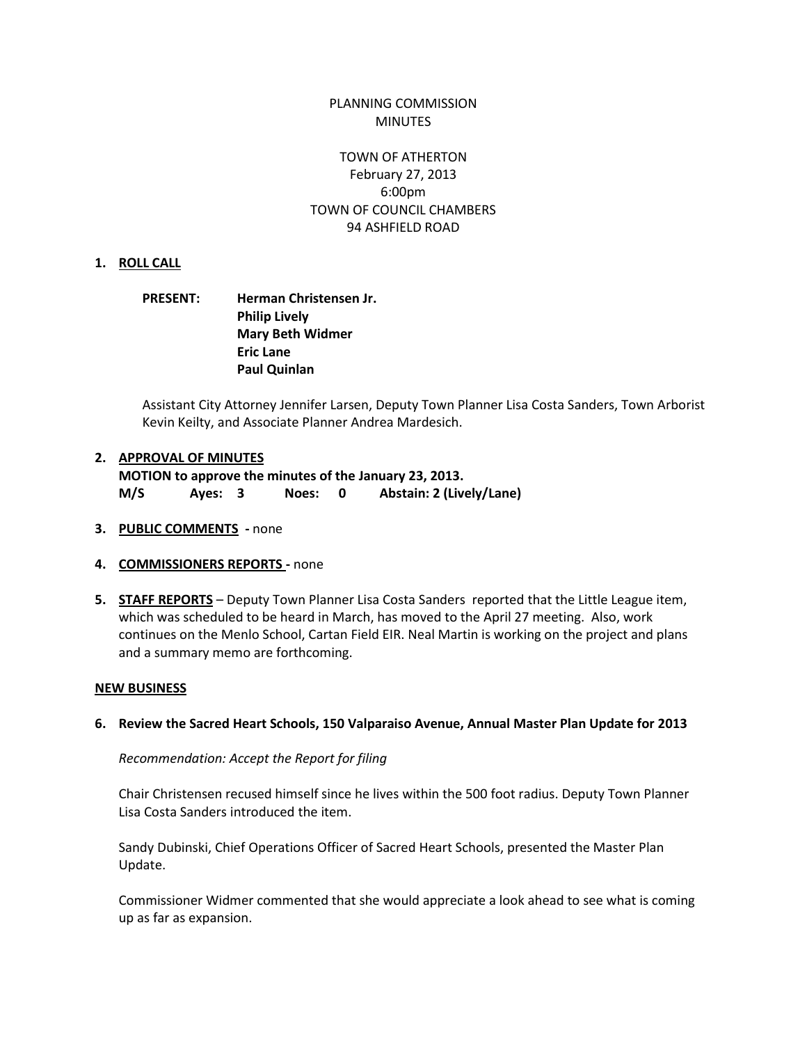# PLANNING COMMISSION MINUTES

TOWN OF ATHERTON
February 27, 2013
6:00pm
TOWN OF COUNCIL CHAMBERS
94 ASHFIELD ROAD

**1. ROLL CALL**

**PRESENT:** **Herman Christensen Jr.**
**Philip Lively**
**Mary Beth Widmer**
**Eric Lane**
**Paul Quinlan**

Assistant City Attorney Jennifer Larsen, Deputy Town Planner Lisa Costa Sanders, Town Arborist Kevin Keilty, and Associate Planner Andrea Mardesich.

**2. APPROVAL OF MINUTES**
**MOTION to approve the minutes of the January 23, 2013.**
**M/S Ayes: 3 Noes: 0 Abstain: 2 (Lively/Lane)**

**3. PUBLIC COMMENTS -** none

**4. COMMISSIONERS REPORTS -** none

**5. STAFF REPORTS** – Deputy Town Planner Lisa Costa Sanders reported that the Little League item, which was scheduled to be heard in March, has moved to the April 27 meeting. Also, work continues on the Menlo School, Cartan Field EIR. Neal Martin is working on the project and plans and a summary memo are forthcoming.

**NEW BUSINESS**

**6. Review the Sacred Heart Schools, 150 Valparaiso Avenue, Annual Master Plan Update for 2013**

*Recommendation: Accept the Report for filing*

Chair Christensen recused himself since he lives within the 500 foot radius. Deputy Town Planner Lisa Costa Sanders introduced the item.

Sandy Dubinski, Chief Operations Officer of Sacred Heart Schools, presented the Master Plan Update.

Commissioner Widmer commented that she would appreciate a look ahead to see what is coming up as far as expansion.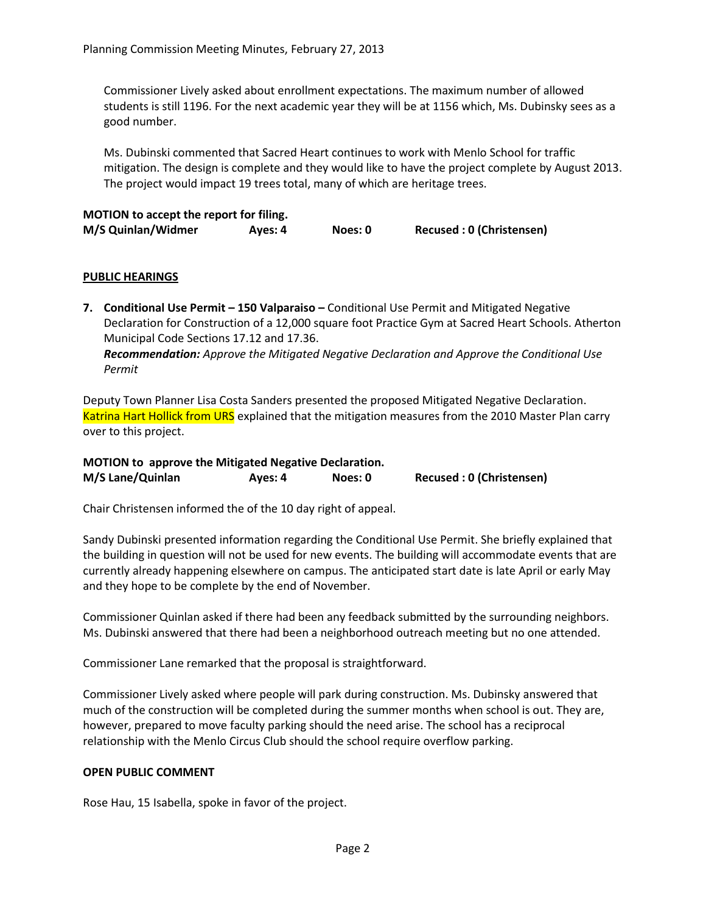Commissioner Lively asked about enrollment expectations. The maximum number of allowed students is still 1196. For the next academic year they will be at 1156 which, Ms. Dubinsky sees as a good number.

Ms. Dubinski commented that Sacred Heart continues to work with Menlo School for traffic mitigation. The design is complete and they would like to have the project complete by August 2013. The project would impact 19 trees total, many of which are heritage trees.

**MOTION to accept the report for filing.**

| **M/S Quinlan/Widmer** | **Ayes: 4** | **Noes: 0** | **Recused : 0 (Christensen)** |
|---|---|---|---|

## PUBLIC HEARINGS

**7. Conditional Use Permit – 150 Valparaiso –** Conditional Use Permit and Mitigated Negative Declaration for Construction of a 12,000 square foot Practice Gym at Sacred Heart Schools. Atherton Municipal Code Sections 17.12 and 17.36.
***Recommendation:*** *Approve the Mitigated Negative Declaration and Approve the Conditional Use Permit*

Deputy Town Planner Lisa Costa Sanders presented the proposed Mitigated Negative Declaration. Katrina Hart Hollick from URS explained that the mitigation measures from the 2010 Master Plan carry over to this project.

**MOTION to approve the Mitigated Negative Declaration.**

| **M/S Lane/Quinlan** | **Ayes: 4** | **Noes: 0** | **Recused : 0 (Christensen)** |
|---|---|---|---|

Chair Christensen informed the of the 10 day right of appeal.

Sandy Dubinski presented information regarding the Conditional Use Permit. She briefly explained that the building in question will not be used for new events. The building will accommodate events that are currently already happening elsewhere on campus. The anticipated start date is late April or early May and they hope to be complete by the end of November.

Commissioner Quinlan asked if there had been any feedback submitted by the surrounding neighbors. Ms. Dubinski answered that there had been a neighborhood outreach meeting but no one attended.

Commissioner Lane remarked that the proposal is straightforward.

Commissioner Lively asked where people will park during construction. Ms. Dubinsky answered that much of the construction will be completed during the summer months when school is out. They are, however, prepared to move faculty parking should the need arise. The school has a reciprocal relationship with the Menlo Circus Club should the school require overflow parking.

**OPEN PUBLIC COMMENT**

Rose Hau, 15 Isabella, spoke in favor of the project.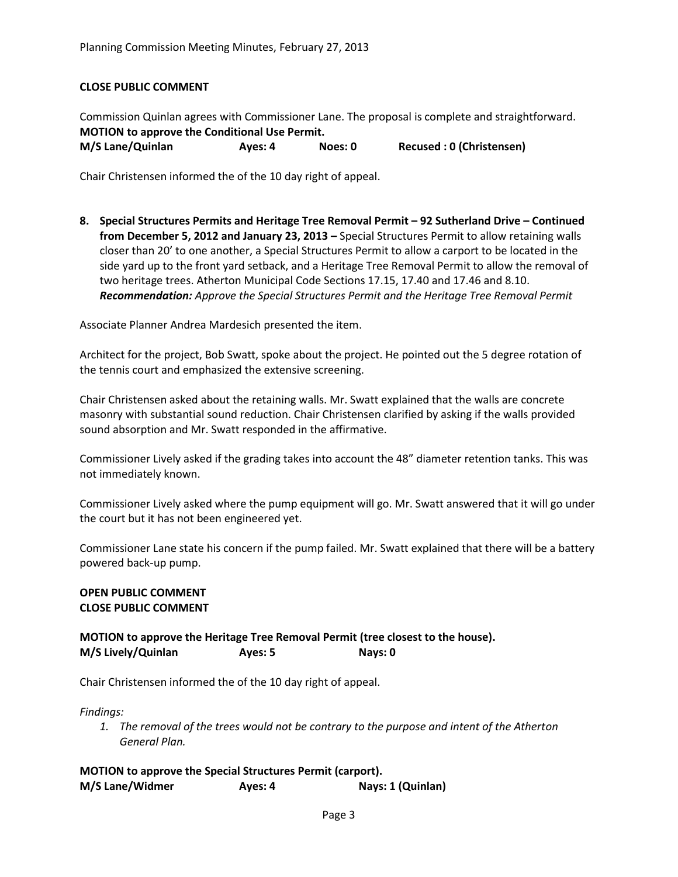**CLOSE PUBLIC COMMENT**

Commission Quinlan agrees with Commissioner Lane. The proposal is complete and straightforward.

**MOTION to approve the Conditional Use Permit.**

**M/S Lane/Quinlan Ayes: 4 Noes: 0 Recused : 0 (Christensen)**

Chair Christensen informed the of the 10 day right of appeal.

8. **Special Structures Permits and Heritage Tree Removal Permit – 92 Sutherland Drive – Continued from December 5, 2012 and January 23, 2013 –** Special Structures Permit to allow retaining walls closer than 20' to one another, a Special Structures Permit to allow a carport to be located in the side yard up to the front yard setback, and a Heritage Tree Removal Permit to allow the removal of two heritage trees. Atherton Municipal Code Sections 17.15, 17.40 and 17.46 and 8.10. ***Recommendation:*** *Approve the Special Structures Permit and the Heritage Tree Removal Permit*

Associate Planner Andrea Mardesich presented the item.

Architect for the project, Bob Swatt, spoke about the project. He pointed out the 5 degree rotation of the tennis court and emphasized the extensive screening.

Chair Christensen asked about the retaining walls. Mr. Swatt explained that the walls are concrete masonry with substantial sound reduction. Chair Christensen clarified by asking if the walls provided sound absorption and Mr. Swatt responded in the affirmative.

Commissioner Lively asked if the grading takes into account the 48" diameter retention tanks. This was not immediately known.

Commissioner Lively asked where the pump equipment will go. Mr. Swatt answered that it will go under the court but it has not been engineered yet.

Commissioner Lane state his concern if the pump failed. Mr. Swatt explained that there will be a battery powered back-up pump.

**OPEN PUBLIC COMMENT**
**CLOSE PUBLIC COMMENT**

**MOTION to approve the Heritage Tree Removal Permit (tree closest to the house).**

**M/S Lively/Quinlan Ayes: 5 Nays: 0**

Chair Christensen informed the of the 10 day right of appeal.

*Findings:*

1. *The removal of the trees would not be contrary to the purpose and intent of the Atherton General Plan.*

**MOTION to approve the Special Structures Permit (carport).**

**M/S Lane/Widmer Ayes: 4 Nays: 1 (Quinlan)**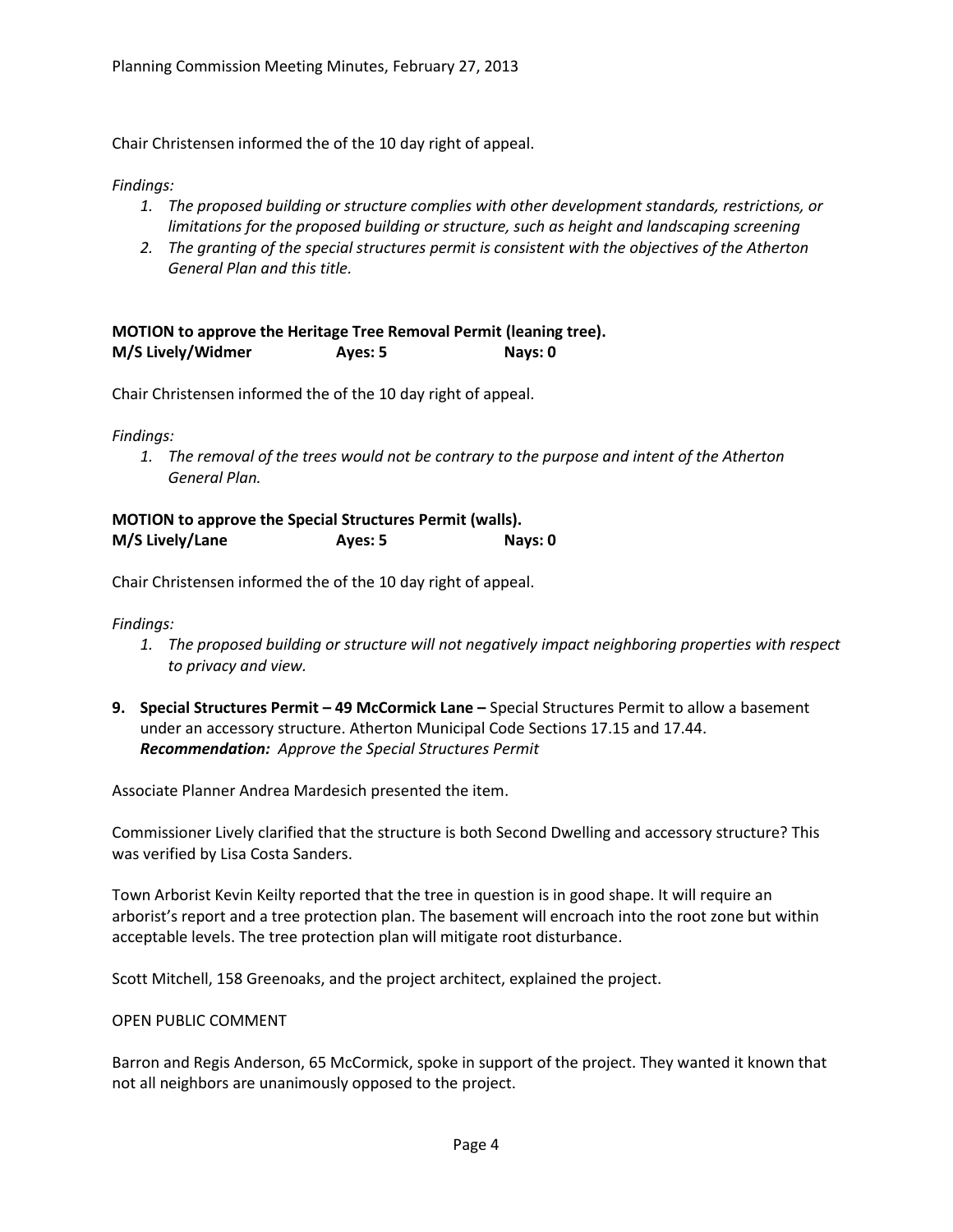Chair Christensen informed the of the 10 day right of appeal.

*Findings:*

1. *The proposed building or structure complies with other development standards, restrictions, or limitations for the proposed building or structure, such as height and landscaping screening*
2. *The granting of the special structures permit is consistent with the objectives of the Atherton General Plan and this title.*

**MOTION to approve the Heritage Tree Removal Permit (leaning tree).**
**M/S Lively/Widmer Ayes: 5 Nays: 0**

Chair Christensen informed the of the 10 day right of appeal.

*Findings:*

1. *The removal of the trees would not be contrary to the purpose and intent of the Atherton General Plan.*

**MOTION to approve the Special Structures Permit (walls).**
**M/S Lively/Lane Ayes: 5 Nays: 0**

Chair Christensen informed the of the 10 day right of appeal.

*Findings:*

1. *The proposed building or structure will not negatively impact neighboring properties with respect to privacy and view.*

9. **Special Structures Permit – 49 McCormick Lane –** Special Structures Permit to allow a basement under an accessory structure. Atherton Municipal Code Sections 17.15 and 17.44.
   ***Recommendation:*** *Approve the Special Structures Permit*

Associate Planner Andrea Mardesich presented the item.

Commissioner Lively clarified that the structure is both Second Dwelling and accessory structure? This was verified by Lisa Costa Sanders.

Town Arborist Kevin Keilty reported that the tree in question is in good shape. It will require an arborist's report and a tree protection plan. The basement will encroach into the root zone but within acceptable levels. The tree protection plan will mitigate root disturbance.

Scott Mitchell, 158 Greenoaks, and the project architect, explained the project.

OPEN PUBLIC COMMENT

Barron and Regis Anderson, 65 McCormick, spoke in support of the project. They wanted it known that not all neighbors are unanimously opposed to the project.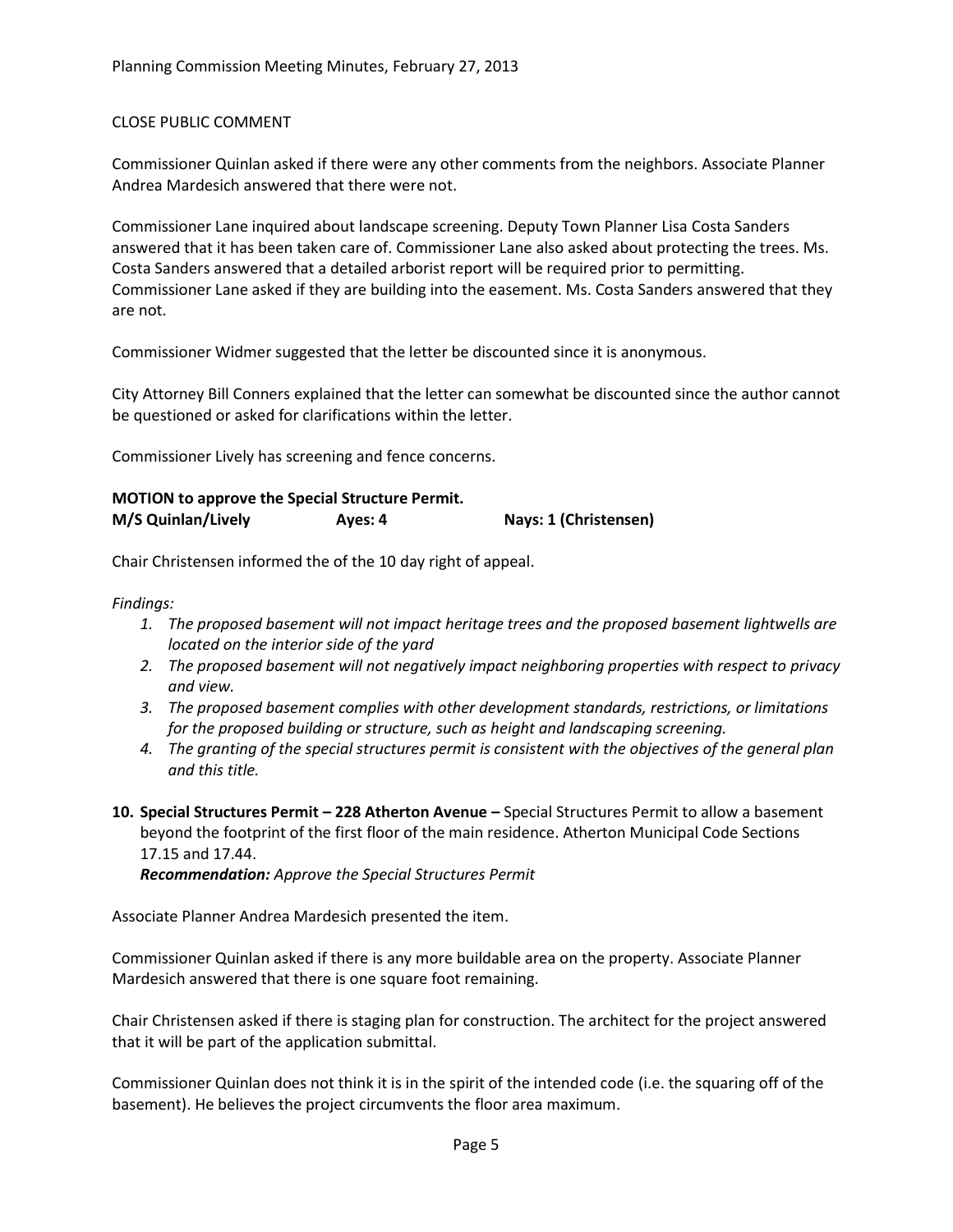CLOSE PUBLIC COMMENT

Commissioner Quinlan asked if there were any other comments from the neighbors. Associate Planner Andrea Mardesich answered that there were not.

Commissioner Lane inquired about landscape screening. Deputy Town Planner Lisa Costa Sanders answered that it has been taken care of. Commissioner Lane also asked about protecting the trees. Ms. Costa Sanders answered that a detailed arborist report will be required prior to permitting. Commissioner Lane asked if they are building into the easement. Ms. Costa Sanders answered that they are not.

Commissioner Widmer suggested that the letter be discounted since it is anonymous.

City Attorney Bill Conners explained that the letter can somewhat be discounted since the author cannot be questioned or asked for clarifications within the letter.

Commissioner Lively has screening and fence concerns.

**MOTION to approve the Special Structure Permit.**
**M/S Quinlan/Lively　　　Ayes: 4　　　Nays: 1 (Christensen)**

Chair Christensen informed the of the 10 day right of appeal.

*Findings:*

1. *The proposed basement will not impact heritage trees and the proposed basement lightwells are located on the interior side of the yard*
2. *The proposed basement will not negatively impact neighboring properties with respect to privacy and view.*
3. *The proposed basement complies with other development standards, restrictions, or limitations for the proposed building or structure, such as height and landscaping screening.*
4. *The granting of the special structures permit is consistent with the objectives of the general plan and this title.*

**10. Special Structures Permit – 228 Atherton Avenue –** Special Structures Permit to allow a basement beyond the footprint of the first floor of the main residence. Atherton Municipal Code Sections 17.15 and 17.44.
***Recommendation:*** *Approve the Special Structures Permit*

Associate Planner Andrea Mardesich presented the item.

Commissioner Quinlan asked if there is any more buildable area on the property. Associate Planner Mardesich answered that there is one square foot remaining.

Chair Christensen asked if there is staging plan for construction. The architect for the project answered that it will be part of the application submittal.

Commissioner Quinlan does not think it is in the spirit of the intended code (i.e. the squaring off of the basement). He believes the project circumvents the floor area maximum.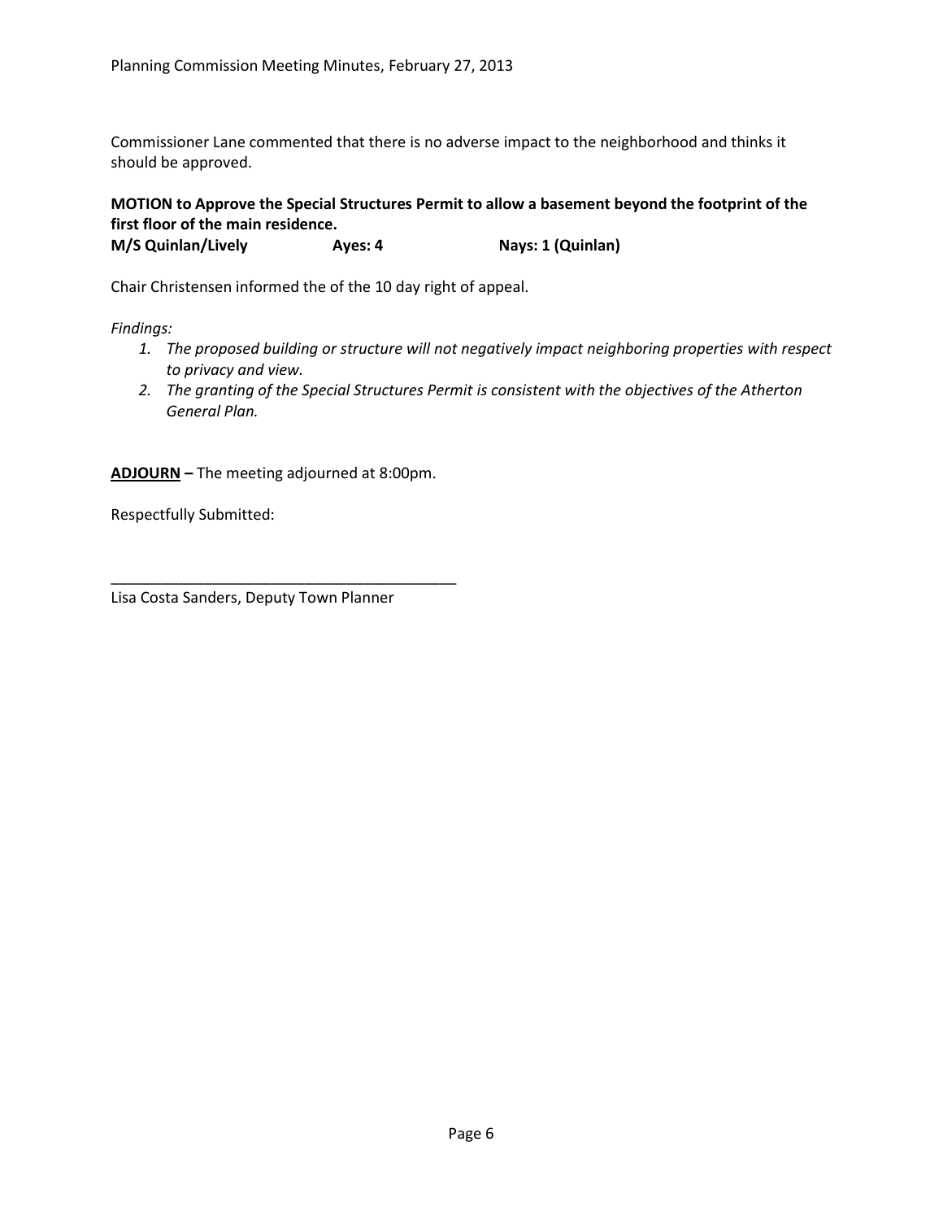Commissioner Lane commented that there is no adverse impact to the neighborhood and thinks it should be approved.

**MOTION to Approve the Special Structures Permit to allow a basement beyond the footprint of the first floor of the main residence.**
**M/S Quinlan/Lively Ayes: 4 Nays: 1 (Quinlan)**

Chair Christensen informed the of the 10 day right of appeal.

*Findings:*

1. *The proposed building or structure will not negatively impact neighboring properties with respect to privacy and view.*
2. *The granting of the Special Structures Permit is consistent with the objectives of the Atherton General Plan.*

**ADJOURN –** The meeting adjourned at 8:00pm.

Respectfully Submitted:

\_\_\_\_\_\_\_\_\_\_\_\_\_\_\_\_\_\_\_\_\_\_\_\_\_\_\_\_\_\_\_\_\_\_\_\_\_\_\_\_\_\_

Lisa Costa Sanders, Deputy Town Planner